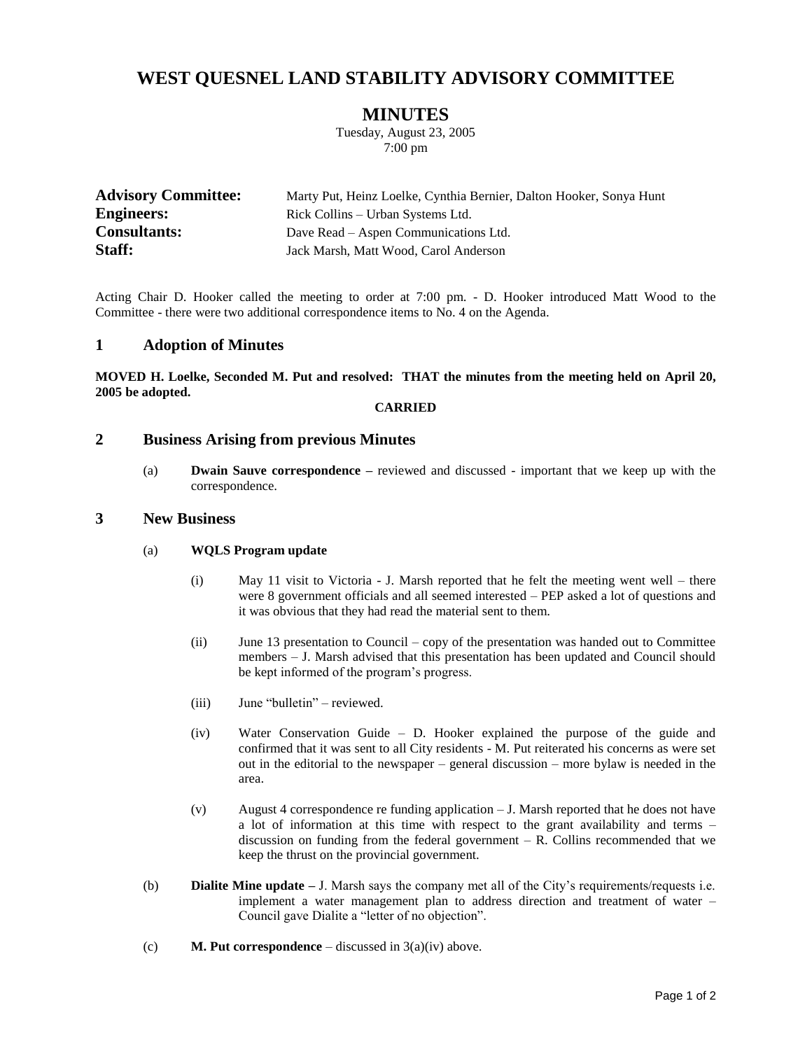# WEST QUESNEL LAND STABILITY ADVISORY COMMITTEE

## MINUTES

Tuesday, August 23, 2005
7:00 pm

| | |
|---|---|
| **Advisory Committee:** | Marty Put, Heinz Loelke, Cynthia Bernier, Dalton Hooker, Sonya Hunt |
| **Engineers:** | Rick Collins – Urban Systems Ltd. |
| **Consultants:** | Dave Read – Aspen Communications Ltd. |
| **Staff:** | Jack Marsh, Matt Wood, Carol Anderson |

Acting Chair D. Hooker called the meeting to order at 7:00 pm. - D. Hooker introduced Matt Wood to the Committee - there were two additional correspondence items to No. 4 on the Agenda.

### 1 Adoption of Minutes

**MOVED H. Loelke, Seconded M. Put and resolved: THAT the minutes from the meeting held on April 20, 2005 be adopted.**

**CARRIED**

### 2 Business Arising from previous Minutes

(a) **Dwain Sauve correspondence –** reviewed and discussed - important that we keep up with the correspondence.

### 3 New Business

(a) **WQLS Program update**

(i) May 11 visit to Victoria - J. Marsh reported that he felt the meeting went well – there were 8 government officials and all seemed interested – PEP asked a lot of questions and it was obvious that they had read the material sent to them.

(ii) June 13 presentation to Council – copy of the presentation was handed out to Committee members – J. Marsh advised that this presentation has been updated and Council should be kept informed of the program's progress.

(iii) June "bulletin" – reviewed.

(iv) Water Conservation Guide – D. Hooker explained the purpose of the guide and confirmed that it was sent to all City residents - M. Put reiterated his concerns as were set out in the editorial to the newspaper – general discussion – more bylaw is needed in the area.

(v) August 4 correspondence re funding application – J. Marsh reported that he does not have a lot of information at this time with respect to the grant availability and terms – discussion on funding from the federal government – R. Collins recommended that we keep the thrust on the provincial government.

(b) **Dialite Mine update –** J. Marsh says the company met all of the City's requirements/requests i.e. implement a water management plan to address direction and treatment of water – Council gave Dialite a "letter of no objection".

(c) **M. Put correspondence** – discussed in 3(a)(iv) above.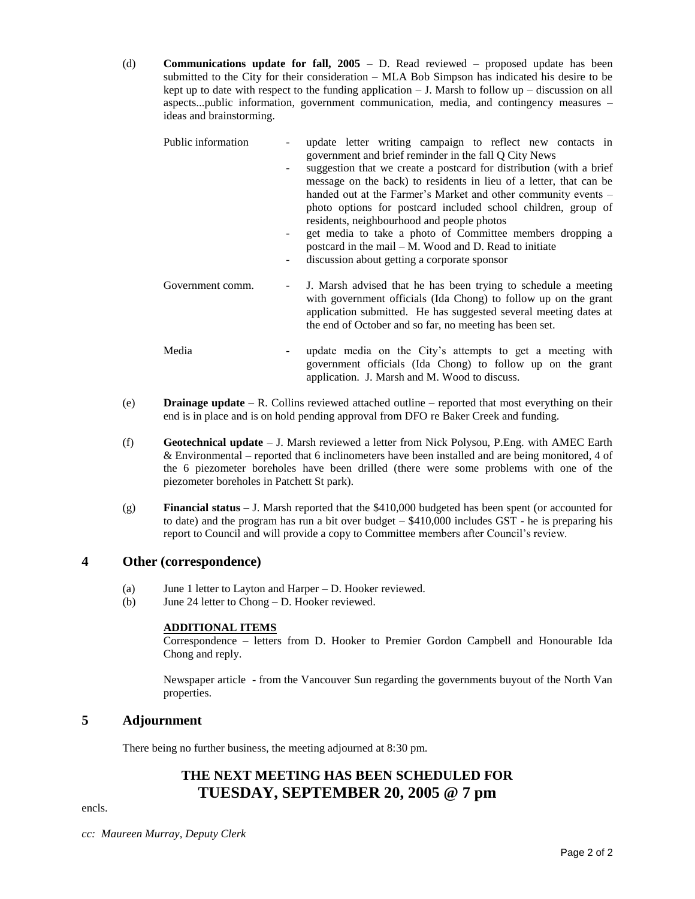(d) **Communications update for fall, 2005** – D. Read reviewed – proposed update has been submitted to the City for their consideration – MLA Bob Simpson has indicated his desire to be kept up to date with respect to the funding application – J. Marsh to follow up – discussion on all aspects...public information, government communication, media, and contingency measures – ideas and brainstorming.

Public information
- update letter writing campaign to reflect new contacts in government and brief reminder in the fall Q City News
- suggestion that we create a postcard for distribution (with a brief message on the back) to residents in lieu of a letter, that can be handed out at the Farmer's Market and other community events – photo options for postcard included school children, group of residents, neighbourhood and people photos
- get media to take a photo of Committee members dropping a postcard in the mail – M. Wood and D. Read to initiate
- discussion about getting a corporate sponsor

Government comm.
- J. Marsh advised that he has been trying to schedule a meeting with government officials (Ida Chong) to follow up on the grant application submitted. He has suggested several meeting dates at the end of October and so far, no meeting has been set.

Media
- update media on the City's attempts to get a meeting with government officials (Ida Chong) to follow up on the grant application. J. Marsh and M. Wood to discuss.

(e) **Drainage update** – R. Collins reviewed attached outline – reported that most everything on their end is in place and is on hold pending approval from DFO re Baker Creek and funding.

(f) **Geotechnical update** – J. Marsh reviewed a letter from Nick Polysou, P.Eng. with AMEC Earth & Environmental – reported that 6 inclinometers have been installed and are being monitored, 4 of the 6 piezometer boreholes have been drilled (there were some problems with one of the piezometer boreholes in Patchett St park).

(g) **Financial status** – J. Marsh reported that the $410,000 budgeted has been spent (or accounted for to date) and the program has run a bit over budget – $410,000 includes GST - he is preparing his report to Council and will provide a copy to Committee members after Council's review.

## 4 Other (correspondence)

(a) June 1 letter to Layton and Harper – D. Hooker reviewed.
(b) June 24 letter to Chong – D. Hooker reviewed.

**ADDITIONAL ITEMS**

Correspondence – letters from D. Hooker to Premier Gordon Campbell and Honourable Ida Chong and reply.

Newspaper article - from the Vancouver Sun regarding the governments buyout of the North Van properties.

## 5 Adjournment

There being no further business, the meeting adjourned at 8:30 pm.

**THE NEXT MEETING HAS BEEN SCHEDULED FOR**
**TUESDAY, SEPTEMBER 20, 2005 @ 7 pm**

encls.

*cc: Maureen Murray, Deputy Clerk*